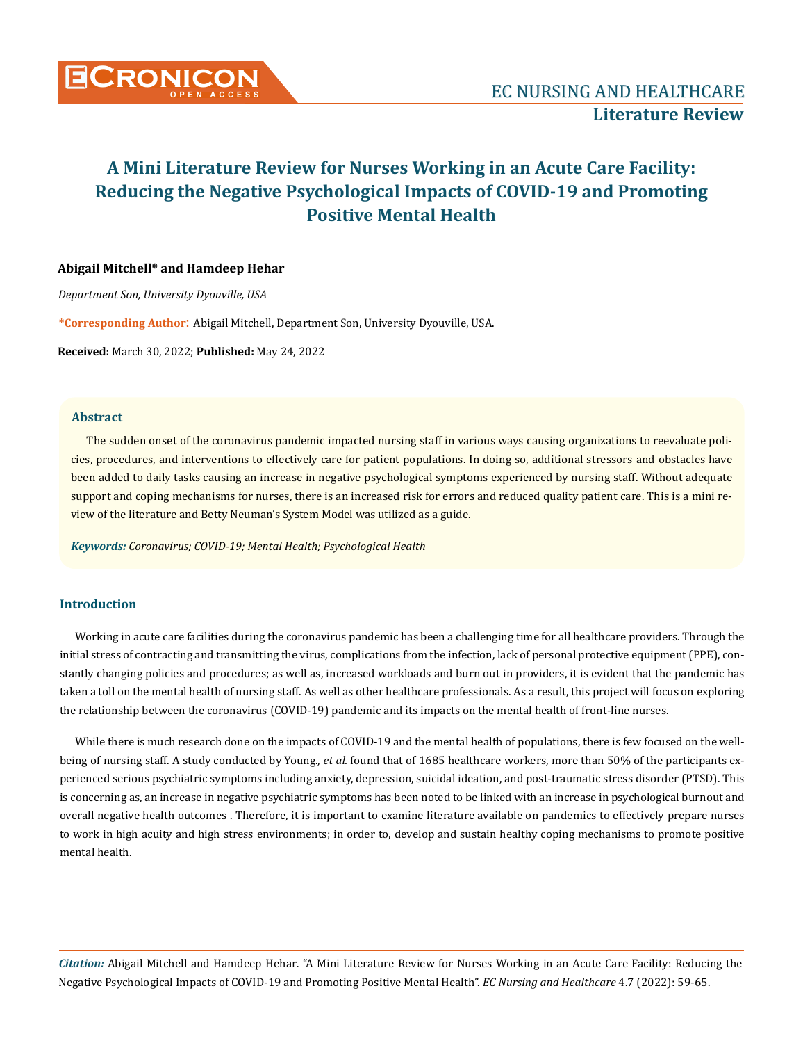# A Mini Literature Review for Nurses Working in an Acute Care Facility: Reducing the Negative Psychological Impacts of COVID-19 and Promoting Positive Mental Health

**Abigail Mitchell* and Hamdeep Hehar**

*Department Son, University Dyouville, USA*

***Corresponding Author:** Abigail Mitchell, Department Son, University Dyouville, USA.

**Received:** March 30, 2022; **Published:** May 24, 2022

## Abstract

The sudden onset of the coronavirus pandemic impacted nursing staff in various ways causing organizations to reevaluate policies, procedures, and interventions to effectively care for patient populations. In doing so, additional stressors and obstacles have been added to daily tasks causing an increase in negative psychological symptoms experienced by nursing staff. Without adequate support and coping mechanisms for nurses, there is an increased risk for errors and reduced quality patient care. This is a mini review of the literature and Betty Neuman's System Model was utilized as a guide.

***Keywords:*** *Coronavirus; COVID-19; Mental Health; Psychological Health*

## Introduction

Working in acute care facilities during the coronavirus pandemic has been a challenging time for all healthcare providers. Through the initial stress of contracting and transmitting the virus, complications from the infection, lack of personal protective equipment (PPE), constantly changing policies and procedures; as well as, increased workloads and burn out in providers, it is evident that the pandemic has taken a toll on the mental health of nursing staff. As well as other healthcare professionals. As a result, this project will focus on exploring the relationship between the coronavirus (COVID-19) pandemic and its impacts on the mental health of front-line nurses.

While there is much research done on the impacts of COVID-19 and the mental health of populations, there is few focused on the well-being of nursing staff. A study conducted by Young., *et al*. found that of 1685 healthcare workers, more than 50% of the participants experienced serious psychiatric symptoms including anxiety, depression, suicidal ideation, and post-traumatic stress disorder (PTSD). This is concerning as, an increase in negative psychiatric symptoms has been noted to be linked with an increase in psychological burnout and overall negative health outcomes . Therefore, it is important to examine literature available on pandemics to effectively prepare nurses to work in high acuity and high stress environments; in order to, develop and sustain healthy coping mechanisms to promote positive mental health.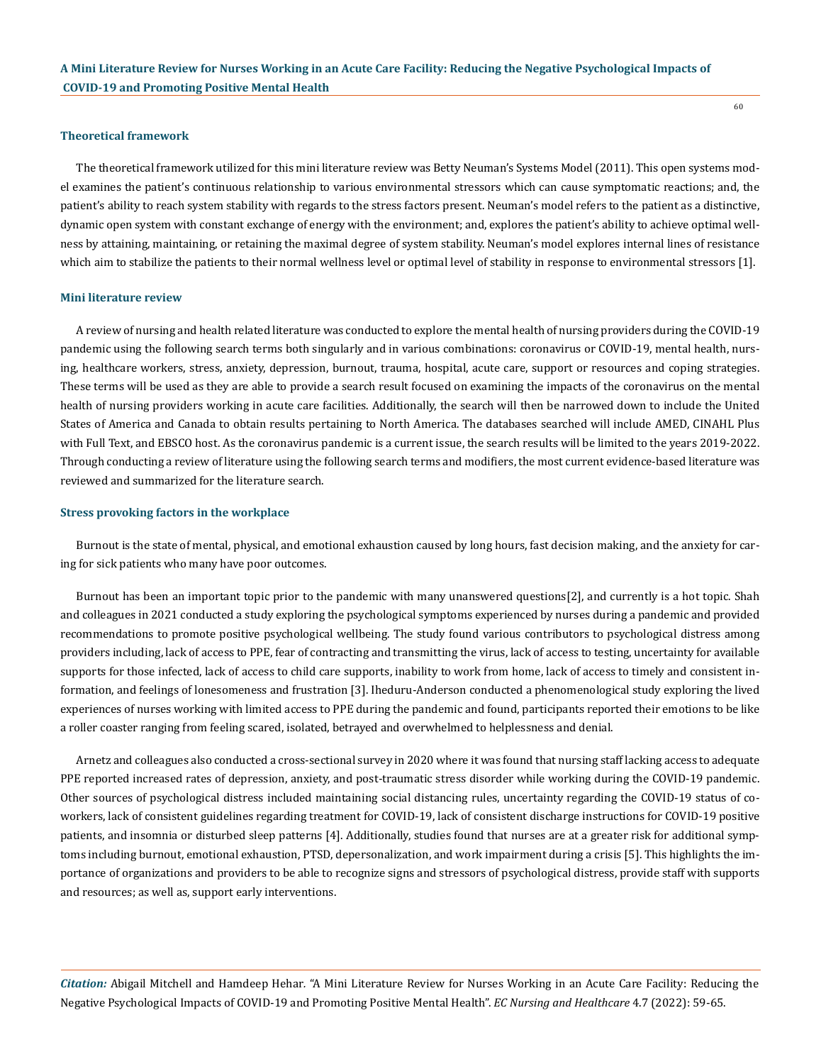### Theoretical framework

The theoretical framework utilized for this mini literature review was Betty Neuman's Systems Model (2011). This open systems model examines the patient's continuous relationship to various environmental stressors which can cause symptomatic reactions; and, the patient's ability to reach system stability with regards to the stress factors present. Neuman's model refers to the patient as a distinctive, dynamic open system with constant exchange of energy with the environment; and, explores the patient's ability to achieve optimal wellness by attaining, maintaining, or retaining the maximal degree of system stability. Neuman's model explores internal lines of resistance which aim to stabilize the patients to their normal wellness level or optimal level of stability in response to environmental stressors [1].

### Mini literature review

A review of nursing and health related literature was conducted to explore the mental health of nursing providers during the COVID-19 pandemic using the following search terms both singularly and in various combinations: coronavirus or COVID-19, mental health, nursing, healthcare workers, stress, anxiety, depression, burnout, trauma, hospital, acute care, support or resources and coping strategies. These terms will be used as they are able to provide a search result focused on examining the impacts of the coronavirus on the mental health of nursing providers working in acute care facilities. Additionally, the search will then be narrowed down to include the United States of America and Canada to obtain results pertaining to North America. The databases searched will include AMED, CINAHL Plus with Full Text, and EBSCO host. As the coronavirus pandemic is a current issue, the search results will be limited to the years 2019-2022. Through conducting a review of literature using the following search terms and modifiers, the most current evidence-based literature was reviewed and summarized for the literature search.

### Stress provoking factors in the workplace

Burnout is the state of mental, physical, and emotional exhaustion caused by long hours, fast decision making, and the anxiety for caring for sick patients who many have poor outcomes.

Burnout has been an important topic prior to the pandemic with many unanswered questions[2], and currently is a hot topic. Shah and colleagues in 2021 conducted a study exploring the psychological symptoms experienced by nurses during a pandemic and provided recommendations to promote positive psychological wellbeing. The study found various contributors to psychological distress among providers including, lack of access to PPE, fear of contracting and transmitting the virus, lack of access to testing, uncertainty for available supports for those infected, lack of access to child care supports, inability to work from home, lack of access to timely and consistent information, and feelings of lonesomeness and frustration [3]. Iheduru-Anderson conducted a phenomenological study exploring the lived experiences of nurses working with limited access to PPE during the pandemic and found, participants reported their emotions to be like a roller coaster ranging from feeling scared, isolated, betrayed and overwhelmed to helplessness and denial.

Arnetz and colleagues also conducted a cross-sectional survey in 2020 where it was found that nursing staff lacking access to adequate PPE reported increased rates of depression, anxiety, and post-traumatic stress disorder while working during the COVID-19 pandemic. Other sources of psychological distress included maintaining social distancing rules, uncertainty regarding the COVID-19 status of co-workers, lack of consistent guidelines regarding treatment for COVID-19, lack of consistent discharge instructions for COVID-19 positive patients, and insomnia or disturbed sleep patterns [4]. Additionally, studies found that nurses are at a greater risk for additional symptoms including burnout, emotional exhaustion, PTSD, depersonalization, and work impairment during a crisis [5]. This highlights the importance of organizations and providers to be able to recognize signs and stressors of psychological distress, provide staff with supports and resources; as well as, support early interventions.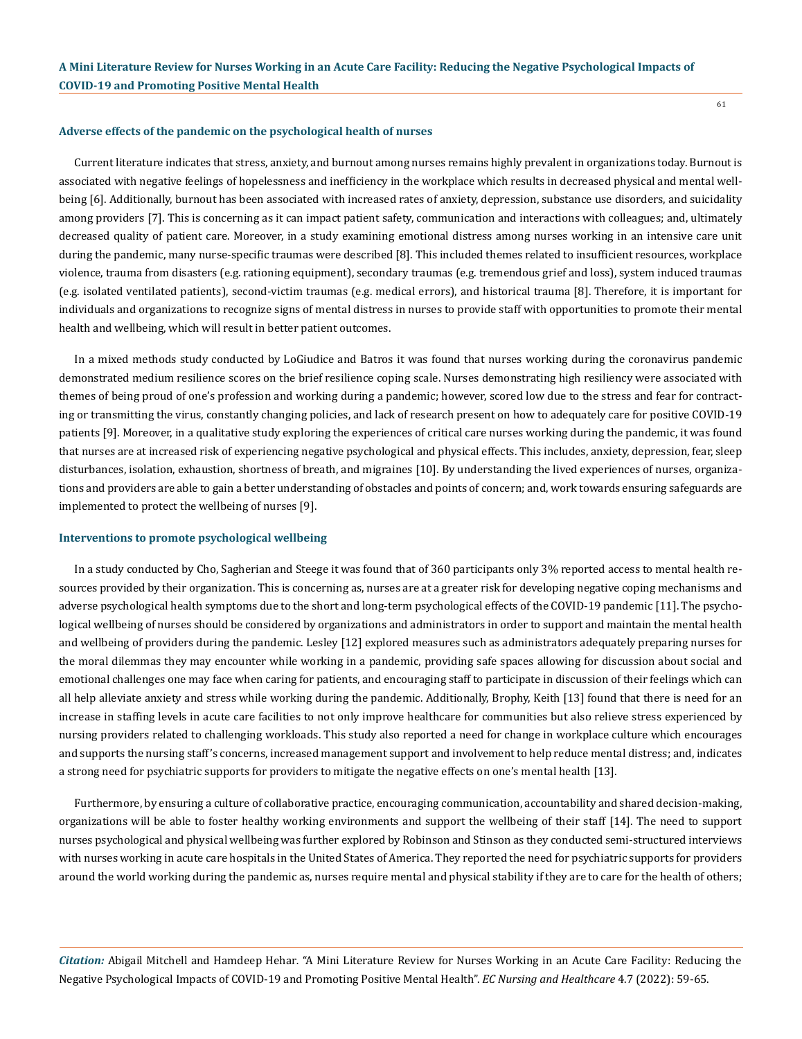### Adverse effects of the pandemic on the psychological health of nurses

Current literature indicates that stress, anxiety, and burnout among nurses remains highly prevalent in organizations today. Burnout is associated with negative feelings of hopelessness and inefficiency in the workplace which results in decreased physical and mental wellbeing [6]. Additionally, burnout has been associated with increased rates of anxiety, depression, substance use disorders, and suicidality among providers [7]. This is concerning as it can impact patient safety, communication and interactions with colleagues; and, ultimately decreased quality of patient care. Moreover, in a study examining emotional distress among nurses working in an intensive care unit during the pandemic, many nurse-specific traumas were described [8]. This included themes related to insufficient resources, workplace violence, trauma from disasters (e.g. rationing equipment), secondary traumas (e.g. tremendous grief and loss), system induced traumas (e.g. isolated ventilated patients), second-victim traumas (e.g. medical errors), and historical trauma [8]. Therefore, it is important for individuals and organizations to recognize signs of mental distress in nurses to provide staff with opportunities to promote their mental health and wellbeing, which will result in better patient outcomes.

In a mixed methods study conducted by LoGiudice and Batros it was found that nurses working during the coronavirus pandemic demonstrated medium resilience scores on the brief resilience coping scale. Nurses demonstrating high resiliency were associated with themes of being proud of one's profession and working during a pandemic; however, scored low due to the stress and fear for contracting or transmitting the virus, constantly changing policies, and lack of research present on how to adequately care for positive COVID-19 patients [9]. Moreover, in a qualitative study exploring the experiences of critical care nurses working during the pandemic, it was found that nurses are at increased risk of experiencing negative psychological and physical effects. This includes, anxiety, depression, fear, sleep disturbances, isolation, exhaustion, shortness of breath, and migraines [10]. By understanding the lived experiences of nurses, organizations and providers are able to gain a better understanding of obstacles and points of concern; and, work towards ensuring safeguards are implemented to protect the wellbeing of nurses [9].

### Interventions to promote psychological wellbeing

In a study conducted by Cho, Sagherian and Steege it was found that of 360 participants only 3% reported access to mental health resources provided by their organization. This is concerning as, nurses are at a greater risk for developing negative coping mechanisms and adverse psychological health symptoms due to the short and long-term psychological effects of the COVID-19 pandemic [11]. The psychological wellbeing of nurses should be considered by organizations and administrators in order to support and maintain the mental health and wellbeing of providers during the pandemic. Lesley [12] explored measures such as administrators adequately preparing nurses for the moral dilemmas they may encounter while working in a pandemic, providing safe spaces allowing for discussion about social and emotional challenges one may face when caring for patients, and encouraging staff to participate in discussion of their feelings which can all help alleviate anxiety and stress while working during the pandemic. Additionally, Brophy, Keith [13] found that there is need for an increase in staffing levels in acute care facilities to not only improve healthcare for communities but also relieve stress experienced by nursing providers related to challenging workloads. This study also reported a need for change in workplace culture which encourages and supports the nursing staff's concerns, increased management support and involvement to help reduce mental distress; and, indicates a strong need for psychiatric supports for providers to mitigate the negative effects on one's mental health [13].

Furthermore, by ensuring a culture of collaborative practice, encouraging communication, accountability and shared decision-making, organizations will be able to foster healthy working environments and support the wellbeing of their staff [14]. The need to support nurses psychological and physical wellbeing was further explored by Robinson and Stinson as they conducted semi-structured interviews with nurses working in acute care hospitals in the United States of America. They reported the need for psychiatric supports for providers around the world working during the pandemic as, nurses require mental and physical stability if they are to care for the health of others;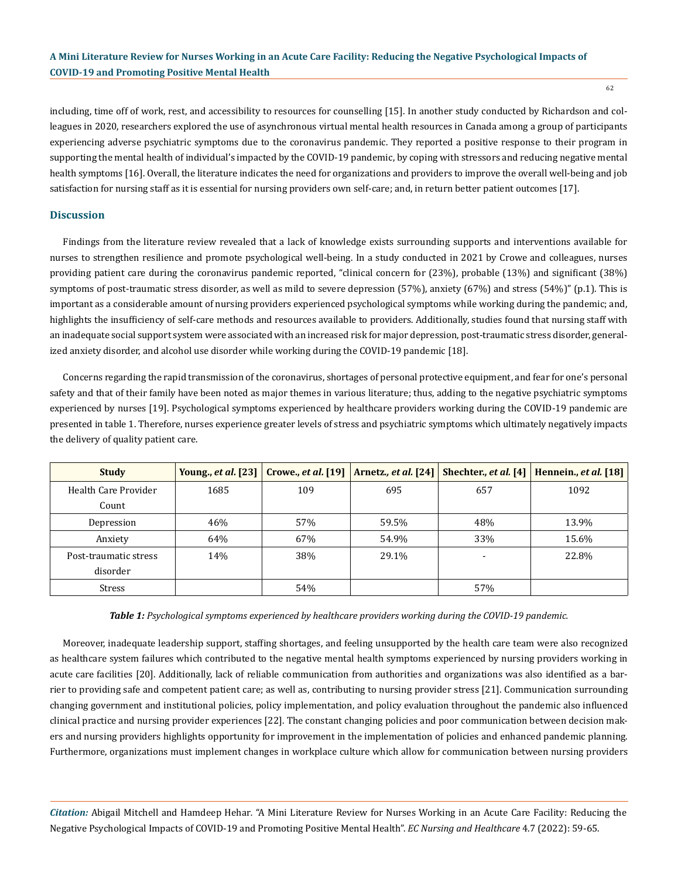including, time off of work, rest, and accessibility to resources for counselling [15]. In another study conducted by Richardson and colleagues in 2020, researchers explored the use of asynchronous virtual mental health resources in Canada among a group of participants experiencing adverse psychiatric symptoms due to the coronavirus pandemic. They reported a positive response to their program in supporting the mental health of individual's impacted by the COVID-19 pandemic, by coping with stressors and reducing negative mental health symptoms [16]. Overall, the literature indicates the need for organizations and providers to improve the overall well-being and job satisfaction for nursing staff as it is essential for nursing providers own self-care; and, in return better patient outcomes [17].

## Discussion

Findings from the literature review revealed that a lack of knowledge exists surrounding supports and interventions available for nurses to strengthen resilience and promote psychological well-being. In a study conducted in 2021 by Crowe and colleagues, nurses providing patient care during the coronavirus pandemic reported, "clinical concern for (23%), probable (13%) and significant (38%) symptoms of post-traumatic stress disorder, as well as mild to severe depression (57%), anxiety (67%) and stress (54%)" (p.1). This is important as a considerable amount of nursing providers experienced psychological symptoms while working during the pandemic; and, highlights the insufficiency of self-care methods and resources available to providers. Additionally, studies found that nursing staff with an inadequate social support system were associated with an increased risk for major depression, post-traumatic stress disorder, generalized anxiety disorder, and alcohol use disorder while working during the COVID-19 pandemic [18].

Concerns regarding the rapid transmission of the coronavirus, shortages of personal protective equipment, and fear for one's personal safety and that of their family have been noted as major themes in various literature; thus, adding to the negative psychiatric symptoms experienced by nurses [19]. Psychological symptoms experienced by healthcare providers working during the COVID-19 pandemic are presented in table 1. Therefore, nurses experience greater levels of stress and psychiatric symptoms which ultimately negatively impacts the delivery of quality patient care.

| Study | Young., *et al*. [23] | Crowe., *et al*. [19] | Arnetz., *et al*. [24] | Shechter., *et al*. [4] | Hennein., *et al*. [18] |
|---|---|---|---|---|---|
| Health Care Provider Count | 1685 | 109 | 695 | 657 | 1092 |
| Depression | 46% | 57% | 59.5% | 48% | 13.9% |
| Anxiety | 64% | 67% | 54.9% | 33% | 15.6% |
| Post-traumatic stress disorder | 14% | 38% | 29.1% | - | 22.8% |
| Stress | | 54% | | 57% | |

***Table 1:*** *Psychological symptoms experienced by healthcare providers working during the COVID-19 pandemic.*

Moreover, inadequate leadership support, staffing shortages, and feeling unsupported by the health care team were also recognized as healthcare system failures which contributed to the negative mental health symptoms experienced by nursing providers working in acute care facilities [20]. Additionally, lack of reliable communication from authorities and organizations was also identified as a barrier to providing safe and competent patient care; as well as, contributing to nursing provider stress [21]. Communication surrounding changing government and institutional policies, policy implementation, and policy evaluation throughout the pandemic also influenced clinical practice and nursing provider experiences [22]. The constant changing policies and poor communication between decision makers and nursing providers highlights opportunity for improvement in the implementation of policies and enhanced pandemic planning. Furthermore, organizations must implement changes in workplace culture which allow for communication between nursing providers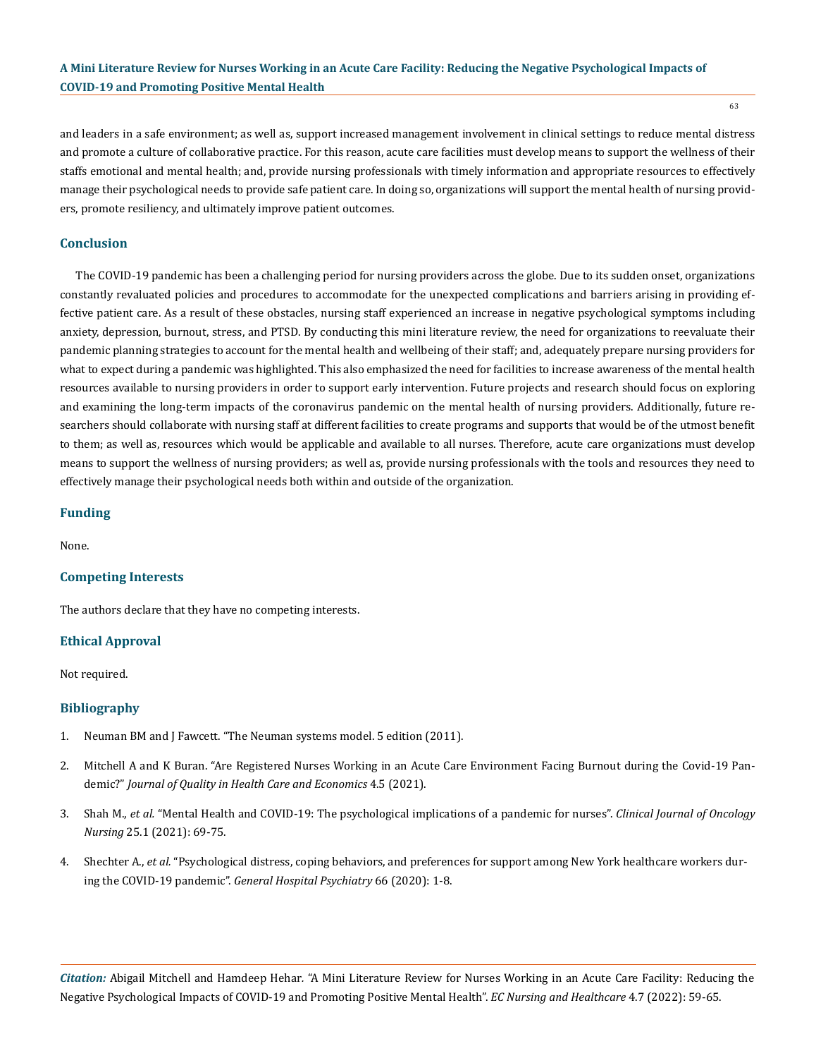and leaders in a safe environment; as well as, support increased management involvement in clinical settings to reduce mental distress and promote a culture of collaborative practice. For this reason, acute care facilities must develop means to support the wellness of their staffs emotional and mental health; and, provide nursing professionals with timely information and appropriate resources to effectively manage their psychological needs to provide safe patient care. In doing so, organizations will support the mental health of nursing providers, promote resiliency, and ultimately improve patient outcomes.

## Conclusion

The COVID-19 pandemic has been a challenging period for nursing providers across the globe. Due to its sudden onset, organizations constantly revaluated policies and procedures to accommodate for the unexpected complications and barriers arising in providing effective patient care. As a result of these obstacles, nursing staff experienced an increase in negative psychological symptoms including anxiety, depression, burnout, stress, and PTSD. By conducting this mini literature review, the need for organizations to reevaluate their pandemic planning strategies to account for the mental health and wellbeing of their staff; and, adequately prepare nursing providers for what to expect during a pandemic was highlighted. This also emphasized the need for facilities to increase awareness of the mental health resources available to nursing providers in order to support early intervention. Future projects and research should focus on exploring and examining the long-term impacts of the coronavirus pandemic on the mental health of nursing providers. Additionally, future researchers should collaborate with nursing staff at different facilities to create programs and supports that would be of the utmost benefit to them; as well as, resources which would be applicable and available to all nurses. Therefore, acute care organizations must develop means to support the wellness of nursing providers; as well as, provide nursing professionals with the tools and resources they need to effectively manage their psychological needs both within and outside of the organization.

## Funding

None.

## Competing Interests

The authors declare that they have no competing interests.

## Ethical Approval

Not required.

## Bibliography

1. Neuman BM and J Fawcett. "The Neuman systems model. 5 edition (2011).
2. Mitchell A and K Buran. "Are Registered Nurses Working in an Acute Care Environment Facing Burnout during the Covid-19 Pandemic?" *Journal of Quality in Health Care and Economics* 4.5 (2021).
3. Shah M., *et al.* "Mental Health and COVID-19: The psychological implications of a pandemic for nurses". *Clinical Journal of Oncology Nursing* 25.1 (2021): 69-75.
4. Shechter A., *et al.* "Psychological distress, coping behaviors, and preferences for support among New York healthcare workers during the COVID-19 pandemic". *General Hospital Psychiatry* 66 (2020): 1-8.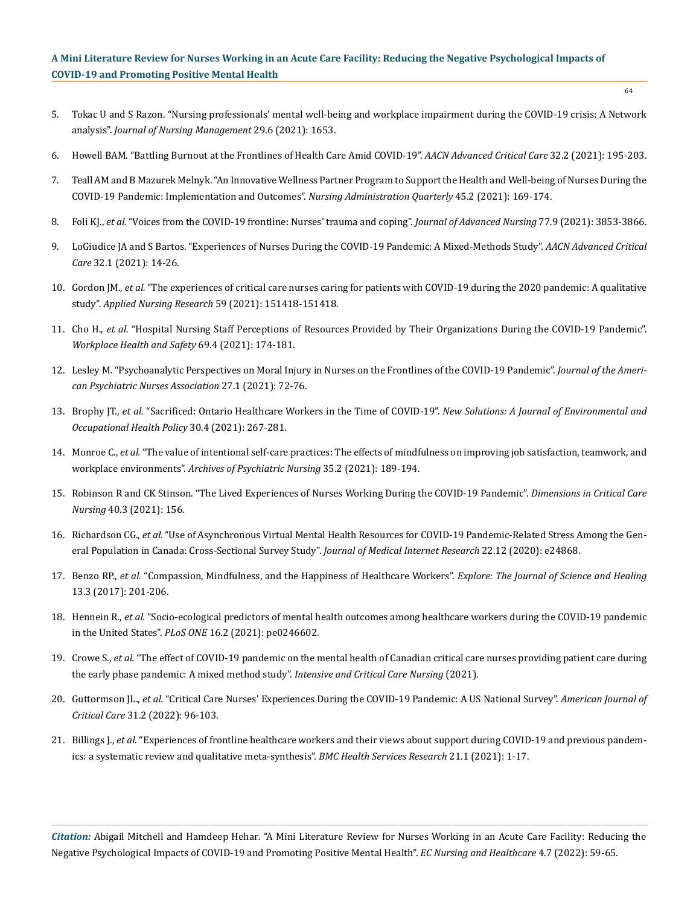5. Tokac U and S Razon. "Nursing professionals' mental well-being and workplace impairment during the COVID-19 crisis: A Network analysis". *Journal of Nursing Management* 29.6 (2021): 1653.
6. Howell BAM. "Battling Burnout at the Frontlines of Health Care Amid COVID-19". *AACN Advanced Critical Care* 32.2 (2021): 195-203.
7. Teall AM and B Mazurek Melnyk. "An Innovative Wellness Partner Program to Support the Health and Well-being of Nurses During the COVID-19 Pandemic: Implementation and Outcomes". *Nursing Administration Quarterly* 45.2 (2021): 169-174.
8. Foli KJ., *et al.* "Voices from the COVID-19 frontline: Nurses' trauma and coping". *Journal of Advanced Nursing* 77.9 (2021): 3853-3866.
9. LoGiudice JA and S Bartos. "Experiences of Nurses During the COVID-19 Pandemic: A Mixed-Methods Study". *AACN Advanced Critical Care* 32.1 (2021): 14-26.
10. Gordon JM., *et al.* "The experiences of critical care nurses caring for patients with COVID-19 during the 2020 pandemic: A qualitative study". *Applied Nursing Research* 59 (2021): 151418-151418.
11. Cho H., *et al.* "Hospital Nursing Staff Perceptions of Resources Provided by Their Organizations During the COVID-19 Pandemic". *Workplace Health and Safety* 69.4 (2021): 174-181.
12. Lesley M. "Psychoanalytic Perspectives on Moral Injury in Nurses on the Frontlines of the COVID-19 Pandemic". *Journal of the American Psychiatric Nurses Association* 27.1 (2021): 72-76.
13. Brophy JT., *et al.* "Sacrificed: Ontario Healthcare Workers in the Time of COVID-19". *New Solutions: A Journal of Environmental and Occupational Health Policy* 30.4 (2021): 267-281.
14. Monroe C., *et al.* "The value of intentional self-care practices: The effects of mindfulness on improving job satisfaction, teamwork, and workplace environments". *Archives of Psychiatric Nursing* 35.2 (2021): 189-194.
15. Robinson R and CK Stinson. "The Lived Experiences of Nurses Working During the COVID-19 Pandemic". *Dimensions in Critical Care Nursing* 40.3 (2021): 156.
16. Richardson CG., *et al.* "Use of Asynchronous Virtual Mental Health Resources for COVID-19 Pandemic-Related Stress Among the General Population in Canada: Cross-Sectional Survey Study". *Journal of Medical Internet Research* 22.12 (2020): e24868.
17. Benzo RP., *et al.* "Compassion, Mindfulness, and the Happiness of Healthcare Workers". *Explore: The Journal of Science and Healing* 13.3 (2017): 201-206.
18. Hennein R., *et al.* "Socio-ecological predictors of mental health outcomes among healthcare workers during the COVID-19 pandemic in the United States". *PLoS ONE* 16.2 (2021): pe0246602.
19. Crowe S., *et al.* "The effect of COVID-19 pandemic on the mental health of Canadian critical care nurses providing patient care during the early phase pandemic: A mixed method study". *Intensive and Critical Care Nursing* (2021).
20. Guttormson JL., *et al.* "Critical Care Nurses' Experiences During the COVID-19 Pandemic: A US National Survey". *American Journal of Critical Care* 31.2 (2022): 96-103.
21. Billings J., *et al.* "Experiences of frontline healthcare workers and their views about support during COVID-19 and previous pandemics: a systematic review and qualitative meta-synthesis". *BMC Health Services Research* 21.1 (2021): 1-17.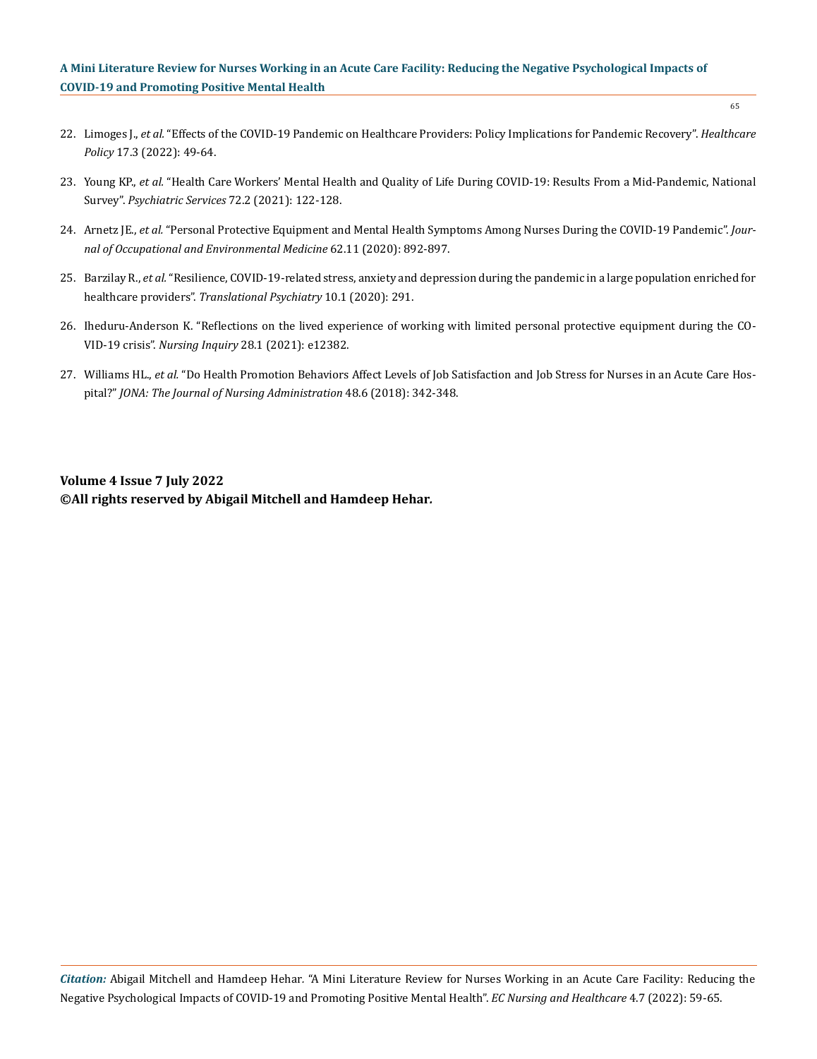22. Limoges J., *et al.* "Effects of the COVID-19 Pandemic on Healthcare Providers: Policy Implications for Pandemic Recovery". *Healthcare Policy* 17.3 (2022): 49-64.

23. Young KP., *et al.* "Health Care Workers' Mental Health and Quality of Life During COVID-19: Results From a Mid-Pandemic, National Survey". *Psychiatric Services* 72.2 (2021): 122-128.

24. Arnetz JE., *et al.* "Personal Protective Equipment and Mental Health Symptoms Among Nurses During the COVID-19 Pandemic". *Journal of Occupational and Environmental Medicine* 62.11 (2020): 892-897.

25. Barzilay R., *et al.* "Resilience, COVID-19-related stress, anxiety and depression during the pandemic in a large population enriched for healthcare providers". *Translational Psychiatry* 10.1 (2020): 291.

26. Iheduru-Anderson K. "Reflections on the lived experience of working with limited personal protective equipment during the COVID-19 crisis". *Nursing Inquiry* 28.1 (2021): e12382.

27. Williams HL., *et al.* "Do Health Promotion Behaviors Affect Levels of Job Satisfaction and Job Stress for Nurses in an Acute Care Hospital?" *JONA: The Journal of Nursing Administration* 48.6 (2018): 342-348.

**Volume 4 Issue 7 July 2022**
**©All rights reserved by Abigail Mitchell and Hamdeep Hehar.**